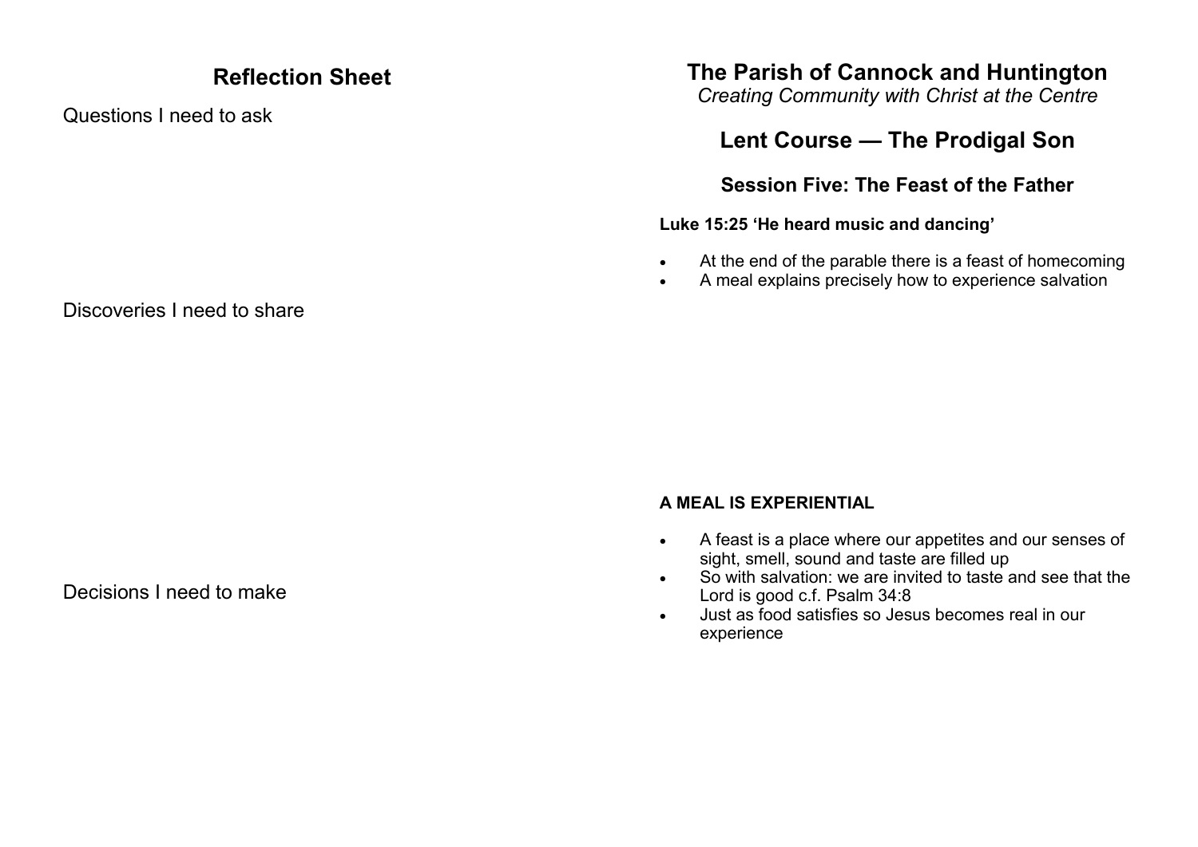## Reflection Sheet

Questions I need to ask

Discoveries I need to share

Decisions I need to make

# The Parish of Cannock and Huntington

*Creating Community with Christ at the Centre*

## Lent Course — The Prodigal Son

### Session Five: The Feast of the Father

**Luke 15:25 'He heard music and dancing'**

- At the end of the parable there is a feast of homecoming
- A meal explains precisely how to experience salvation

**A MEAL IS EXPERIENTIAL**

- A feast is a place where our appetites and our senses of sight, smell, sound and taste are filled up
- So with salvation: we are invited to taste and see that the Lord is good c.f. Psalm 34:8
- Just as food satisfies so Jesus becomes real in our experience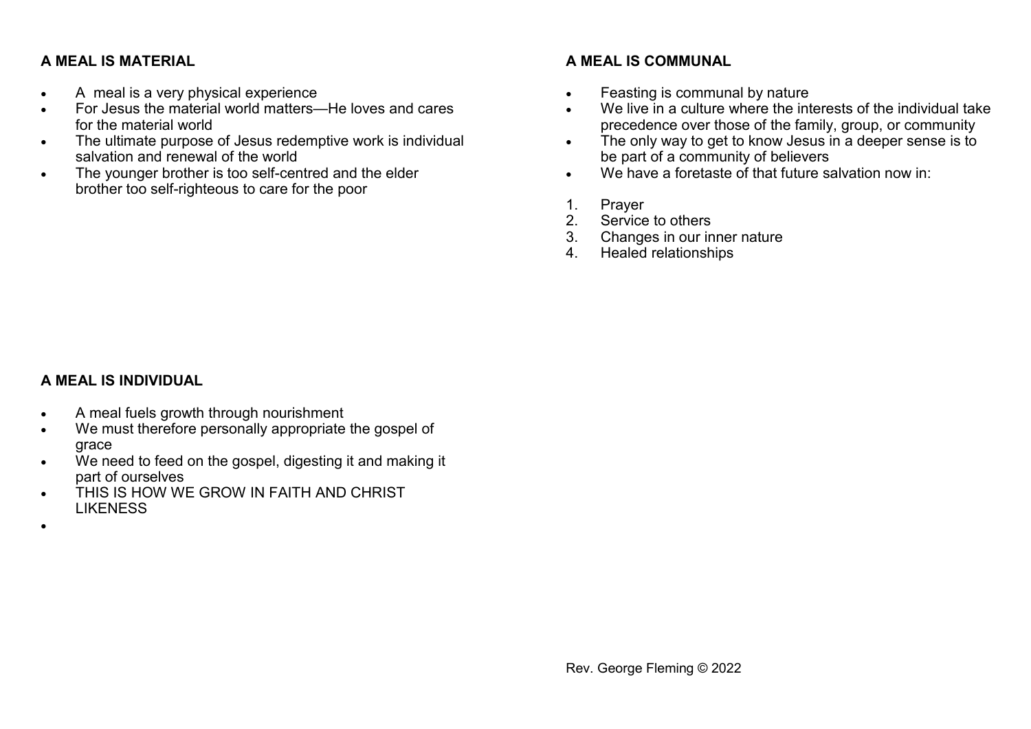## A MEAL IS MATERIAL

- A meal is a very physical experience
- For Jesus the material world matters—He loves and cares for the material world
- The ultimate purpose of Jesus redemptive work is individual salvation and renewal of the world
- The younger brother is too self-centred and the elder brother too self-righteous to care for the poor

## A MEAL IS INDIVIDUAL

- A meal fuels growth through nourishment
- We must therefore personally appropriate the gospel of grace
- We need to feed on the gospel, digesting it and making it part of ourselves
- THIS IS HOW WE GROW IN FAITH AND CHRIST LIKENESS

## A MEAL IS COMMUNAL

- Feasting is communal by nature
- We live in a culture where the interests of the individual take precedence over those of the family, group, or community
- The only way to get to know Jesus in a deeper sense is to be part of a community of believers
- We have a foretaste of that future salvation now in:

1. Prayer
2. Service to others
3. Changes in our inner nature
4. Healed relationships

Rev. George Fleming © 2022